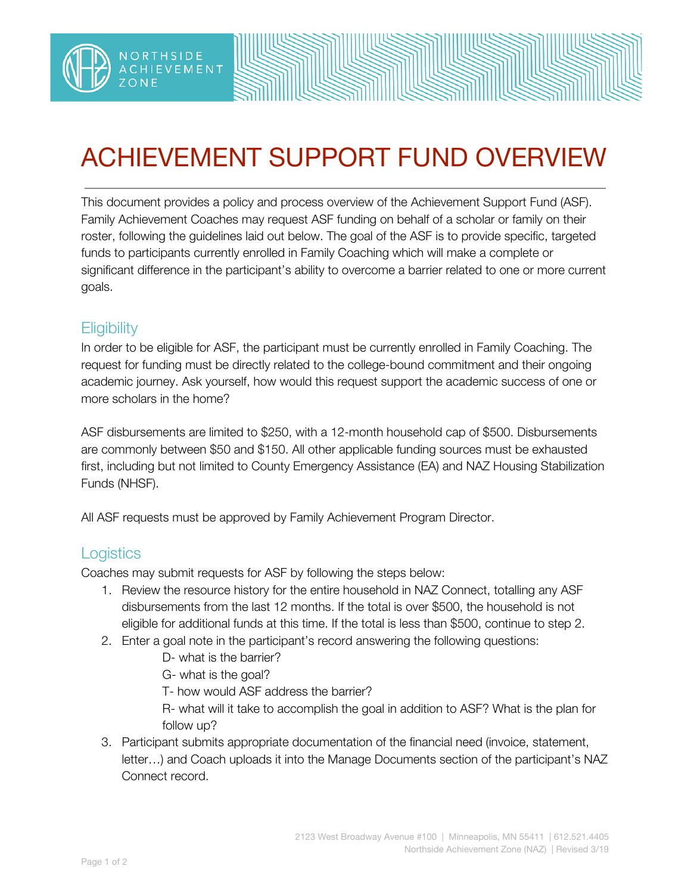# ACHIEVEMENT SUPPORT FUND OVERVIEW

This document provides a policy and process overview of the Achievement Support Fund (ASF). Family Achievement Coaches may request ASF funding on behalf of a scholar or family on their roster, following the guidelines laid out below. The goal of the ASF is to provide specific, targeted funds to participants currently enrolled in Family Coaching which will make a complete or significant difference in the participant's ability to overcome a barrier related to one or more current goals.

## Eligibility

In order to be eligible for ASF, the participant must be currently enrolled in Family Coaching. The request for funding must be directly related to the college-bound commitment and their ongoing academic journey. Ask yourself, how would this request support the academic success of one or more scholars in the home?

ASF disbursements are limited to $250, with a 12-month household cap of $500. Disbursements are commonly between $50 and $150. All other applicable funding sources must be exhausted first, including but not limited to County Emergency Assistance (EA) and NAZ Housing Stabilization Funds (NHSF).

All ASF requests must be approved by Family Achievement Program Director.

## Logistics

Coaches may submit requests for ASF by following the steps below:

1. Review the resource history for the entire household in NAZ Connect, totalling any ASF disbursements from the last 12 months. If the total is over $500, the household is not eligible for additional funds at this time. If the total is less than $500, continue to step 2.
2. Enter a goal note in the participant's record answering the following questions:
   - D- what is the barrier?
   - G- what is the goal?
   - T- how would ASF address the barrier?
   - R- what will it take to accomplish the goal in addition to ASF? What is the plan for follow up?
3. Participant submits appropriate documentation of the financial need (invoice, statement, letter…) and Coach uploads it into the Manage Documents section of the participant's NAZ Connect record.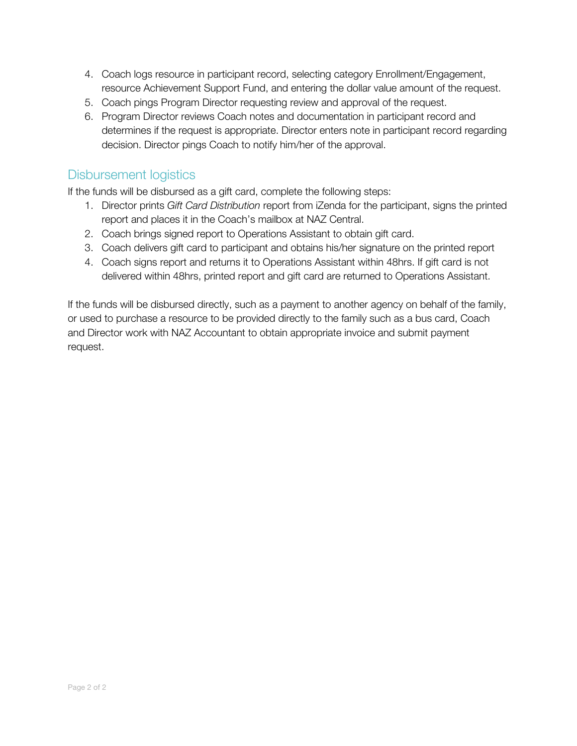4. Coach logs resource in participant record, selecting category Enrollment/Engagement, resource Achievement Support Fund, and entering the dollar value amount of the request.
5. Coach pings Program Director requesting review and approval of the request.
6. Program Director reviews Coach notes and documentation in participant record and determines if the request is appropriate. Director enters note in participant record regarding decision. Director pings Coach to notify him/her of the approval.

## Disbursement logistics

If the funds will be disbursed as a gift card, complete the following steps:

1. Director prints *Gift Card Distribution* report from iZenda for the participant, signs the printed report and places it in the Coach's mailbox at NAZ Central.
2. Coach brings signed report to Operations Assistant to obtain gift card.
3. Coach delivers gift card to participant and obtains his/her signature on the printed report
4. Coach signs report and returns it to Operations Assistant within 48hrs. If gift card is not delivered within 48hrs, printed report and gift card are returned to Operations Assistant.

If the funds will be disbursed directly, such as a payment to another agency on behalf of the family, or used to purchase a resource to be provided directly to the family such as a bus card, Coach and Director work with NAZ Accountant to obtain appropriate invoice and submit payment request.